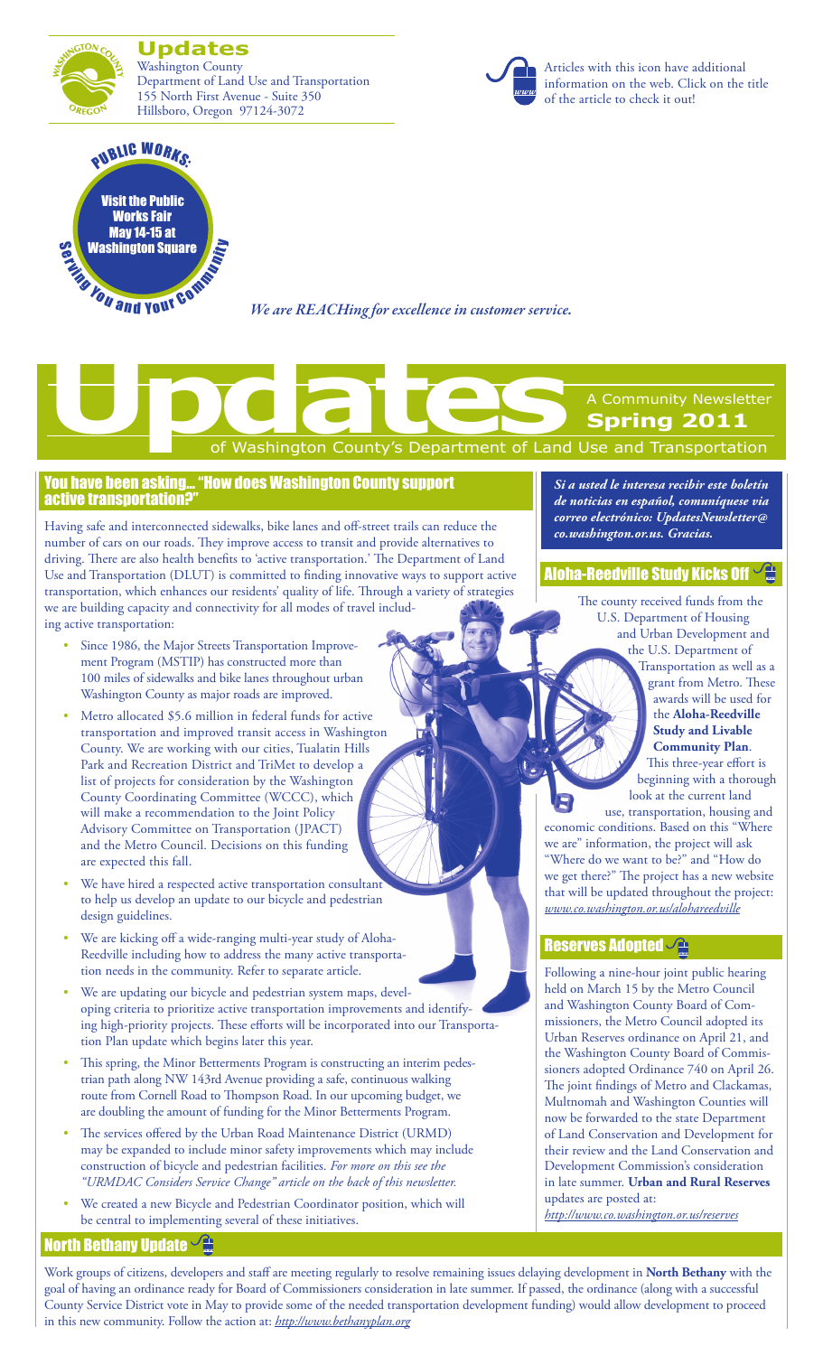**Updates**

Washington County
Department of Land Use and Transportation
155 North First Avenue - Suite 350
Hillsboro, Oregon 97124-3072

Articles with this icon have additional information on the web. Click on the title of the article to check it out!

PUBLIC WORKS: Serving You and Your Community

Visit the Public Works Fair May 14-15 at Washington Square

*We are REACHing for excellence in customer service.*

# Updates

A Community Newsletter
**Spring 2011**
of Washington County's Department of Land Use and Transportation

## You have been asking... "How does Washington County support active transportation?"

Having safe and interconnected sidewalks, bike lanes and off-street trails can reduce the number of cars on our roads. They improve access to transit and provide alternatives to driving. There are also health benefits to 'active transportation.' The Department of Land Use and Transportation (DLUT) is committed to finding innovative ways to support active transportation, which enhances our residents' quality of life. Through a variety of strategies we are building capacity and connectivity for all modes of travel including active transportation:

- Since 1986, the Major Streets Transportation Improvement Program (MSTIP) has constructed more than 100 miles of sidewalks and bike lanes throughout urban Washington County as major roads are improved.
- Metro allocated $5.6 million in federal funds for active transportation and improved transit access in Washington County. We are working with our cities, Tualatin Hills Park and Recreation District and TriMet to develop a list of projects for consideration by the Washington County Coordinating Committee (WCCC), which will make a recommendation to the Joint Policy Advisory Committee on Transportation (JPACT) and the Metro Council. Decisions on this funding are expected this fall.
- We have hired a respected active transportation consultant to help us develop an update to our bicycle and pedestrian design guidelines.
- We are kicking off a wide-ranging multi-year study of Aloha-Reedville including how to address the many active transportation needs in the community. Refer to separate article.
- We are updating our bicycle and pedestrian system maps, developing criteria to prioritize active transportation improvements and identifying high-priority projects. These efforts will be incorporated into our Transportation Plan update which begins later this year.
- This spring, the Minor Betterments Program is constructing an interim pedestrian path along NW 143rd Avenue providing a safe, continuous walking route from Cornell Road to Thompson Road. In our upcoming budget, we are doubling the amount of funding for the Minor Betterments Program.
- The services offered by the Urban Road Maintenance District (URMD) may be expanded to include minor safety improvements which may include construction of bicycle and pedestrian facilities. *For more on this see the "URMDAC Considers Service Change" article on the back of this newsletter.*
- We created a new Bicycle and Pedestrian Coordinator position, which will be central to implementing several of these initiatives.

***Si a usted le interesa recibir este boletín de noticias en español, comuníquese via correo electrónico: UpdatesNewsletter@co.washington.or.us. Gracias.***

## Aloha-Reedville Study Kicks Off

The county received funds from the U.S. Department of Housing and Urban Development and the U.S. Department of Transportation as well as a grant from Metro. These awards will be used for the **Aloha-Reedville Study and Livable Community Plan**. This three-year effort is beginning with a thorough look at the current land use, transportation, housing and economic conditions. Based on this "Where we are" information, the project will ask "Where do we want to be?" and "How do we get there?" The project has a new website that will be updated throughout the project: *www.co.washington.or.us/alohareedville*

## Reserves Adopted

Following a nine-hour joint public hearing held on March 15 by the Metro Council and Washington County Board of Commissioners, the Metro Council adopted its Urban Reserves ordinance on April 21, and the Washington County Board of Commissioners adopted Ordinance 740 on April 26. The joint findings of Metro and Clackamas, Multnomah and Washington Counties will now be forwarded to the state Department of Land Conservation and Development for their review and the Land Conservation and Development Commission's consideration in late summer. **Urban and Rural Reserves** updates are posted at: *http://www.co.washington.or.us/reserves*

## North Bethany Update

Work groups of citizens, developers and staff are meeting regularly to resolve remaining issues delaying development in **North Bethany** with the goal of having an ordinance ready for Board of Commissioners consideration in late summer. If passed, the ordinance (along with a successful County Service District vote in May to provide some of the needed transportation development funding) would allow development to proceed in this new community. Follow the action at: *http://www.bethanyplan.org*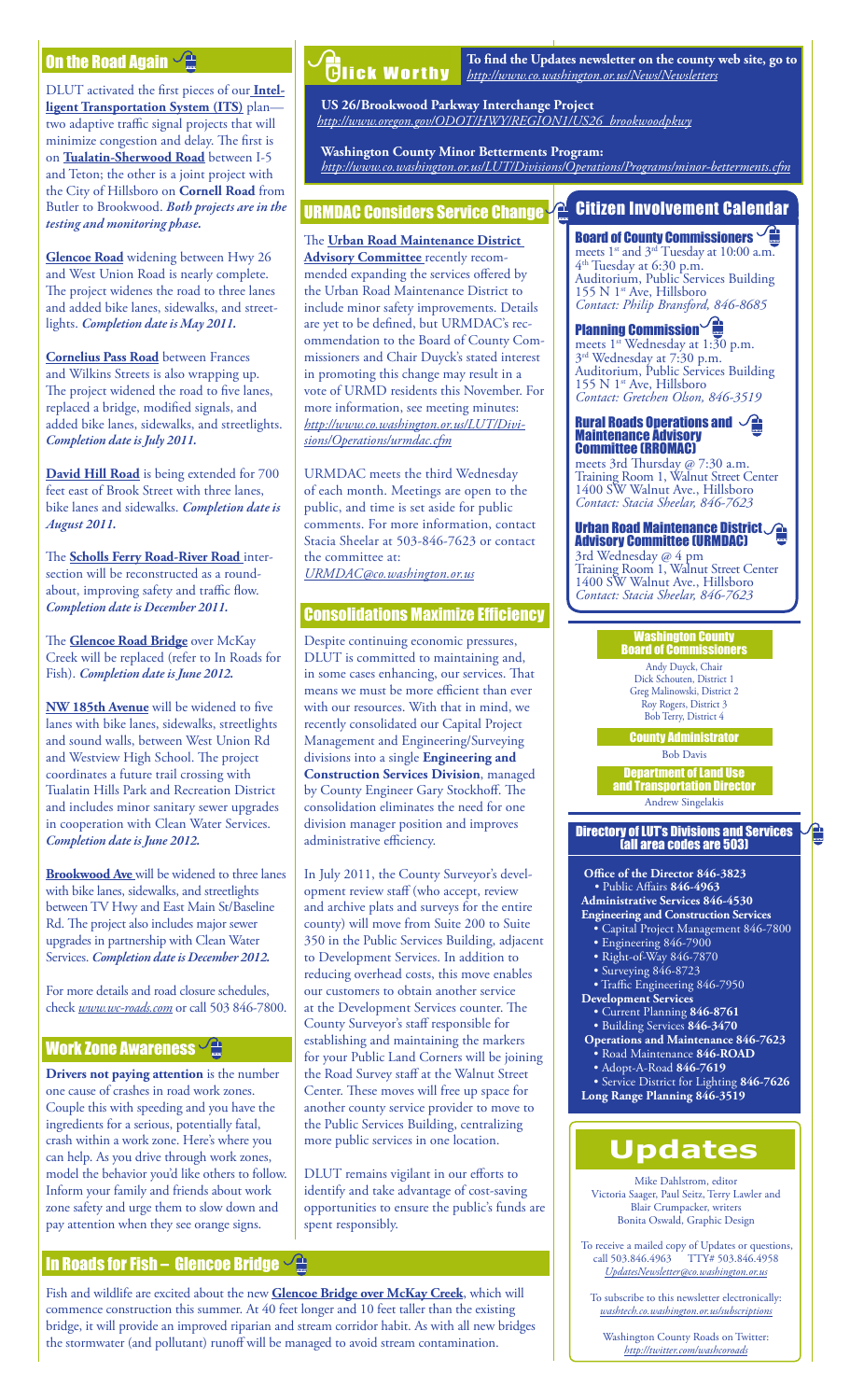## On the Road Again

DLUT activated the first pieces of our **Intelligent Transportation System (ITS)** plan—two adaptive traffic signal projects that will minimize congestion and delay. The first is on **Tualatin-Sherwood Road** between I-5 and Teton; the other is a joint project with the City of Hillsboro on **Cornell Road** from Butler to Brookwood. ***Both projects are in the testing and monitoring phase.***

**Glencoe Road** widening between Hwy 26 and West Union Road is nearly complete. The project widens the road to three lanes and added bike lanes, sidewalks, and streetlights. ***Completion date is May 2011.***

**Cornelius Pass Road** between Frances and Wilkins Streets is also wrapping up. The project widened the road to five lanes, replaced a bridge, modified signals, and added bike lanes, sidewalks, and streetlights. ***Completion date is July 2011.***

**David Hill Road** is being extended for 700 feet east of Brook Street with three lanes, bike lanes and sidewalks. ***Completion date is August 2011.***

The **Scholls Ferry Road-River Road** intersection will be reconstructed as a roundabout, improving safety and traffic flow. ***Completion date is December 2011.***

The **Glencoe Road Bridge** over McKay Creek will be replaced (refer to In Roads for Fish). ***Completion date is June 2012.***

**NW 185th Avenue** will be widened to five lanes with bike lanes, sidewalks, streetlights and sound walls, between West Union Rd and Westview High School. The project coordinates a future trail crossing with Tualatin Hills Park and Recreation District and includes minor sanitary sewer upgrades in cooperation with Clean Water Services. ***Completion date is June 2012.***

**Brookwood Ave** will be widened to three lanes with bike lanes, sidewalks, and streetlights between TV Hwy and East Main St/Baseline Rd. The project also includes major sewer upgrades in partnership with Clean Water Services. ***Completion date is December 2012.***

For more details and road closure schedules, check *www.wc-roads.com* or call 503 846-7800.

## Work Zone Awareness

**Drivers not paying attention** is the number one cause of crashes in road work zones. Couple this with speeding and you have the ingredients for a serious, potentially fatal, crash within a work zone. Here's where you can help. As you drive through work zones, model the behavior you'd like others to follow. Inform your family and friends about work zone safety and urge them to slow down and pay attention when they see orange signs.

## Click Worthy

**To find the Updates newsletter on the county web site, go to** *http://www.co.washington.or.us/News/Newsletters*

**US 26/Brookwood Parkway Interchange Project**
*http://www.oregon.gov/ODOT/HWY/REGION1/US26_brookwoodpkwy*

**Washington County Minor Betterments Program:**
*http://www.co.washington.or.us/LUT/Divisions/Operations/Programs/minor-betterments.cfm*

## URMDAC Considers Service Change

The **Urban Road Maintenance District Advisory Committee** recently recommended expanding the services offered by the Urban Road Maintenance District to include minor safety improvements. Details are yet to be defined, but URMDAC's recommendation to the Board of County Commissioners and Chair Duyck's stated interest in promoting this change may result in a vote of URMD residents this November. For more information, see meeting minutes: *http://www.co.washington.or.us/LUT/Divisions/Operations/urmdac.cfm*

URMDAC meets the third Wednesday of each month. Meetings are open to the public, and time is set aside for public comments. For more information, contact Stacia Sheelar at 503-846-7623 or contact the committee at:
*URMDAC@co.washington.or.us*

## Consolidations Maximize Efficiency

Despite continuing economic pressures, DLUT is committed to maintaining and, in some cases enhancing, our services. That means we must be more efficient than ever with our resources. With that in mind, we recently consolidated our Capital Project Management and Engineering/Surveying divisions into a single **Engineering and Construction Services Division**, managed by County Engineer Gary Stockhoff. The consolidation eliminates the need for one division manager position and improves administrative efficiency.

In July 2011, the County Surveyor's development review staff (who accept, review and archive plats and surveys for the entire county) will move from Suite 200 to Suite 350 in the Public Services Building, adjacent to Development Services. In addition to reducing overhead costs, this move enables our customers to obtain another service at the Development Services counter. The County Surveyor's staff responsible for establishing and maintaining the markers for your Public Land Corners will be joining the Road Survey staff at the Walnut Street Center. These moves will free up space for another county service provider to move to the Public Services Building, centralizing more public services in one location.

DLUT remains vigilant in our efforts to identify and take advantage of cost-saving opportunities to ensure the public's funds are spent responsibly.

## Citizen Involvement Calendar

### Board of County Commissioners
meets 1st and 3rd Tuesday at 10:00 a.m.
4th Tuesday at 6:30 p.m.
Auditorium, Public Services Building
155 N 1st Ave, Hillsboro
*Contact: Philip Bransford, 846-8685*

### Planning Commission
meets 1st Wednesday at 1:30 p.m.
3rd Wednesday at 7:30 p.m.
Auditorium, Public Services Building
155 N 1st Ave, Hillsboro
*Contact: Gretchen Olson, 846-3519*

### Rural Roads Operations and Maintenance Advisory Committee (RROMAC)
meets 3rd Thursday @ 7:30 a.m.
Training Room 1, Walnut Street Center
1400 SW Walnut Ave., Hillsboro
*Contact: Stacia Sheelar, 846-7623*

### Urban Road Maintenance District Advisory Committee (URMDAC)
3rd Wednesday @ 4 pm
Training Room 1, Walnut Street Center
1400 SW Walnut Ave., Hillsboro
*Contact: Stacia Sheelar, 846-7623*

### Washington County Board of Commissioners
Andy Duyck, Chair
Dick Schouten, District 1
Greg Malinowski, District 2
Roy Rogers, District 3
Bob Terry, District 4

### County Administrator
Bob Davis

### Department of Land Use and Transportation Director
Andrew Singelakis

### Directory of LUT's Divisions and Services (all area codes are 503)

**Office of the Director 846-3823**
- Public Affairs **846-4963**

**Administrative Services 846-4530**

**Engineering and Construction Services**
- Capital Project Management 846-7800
- Engineering 846-7900
- Right-of-Way 846-7870
- Surveying 846-8723
- Traffic Engineering 846-7950

**Development Services**
- Current Planning **846-8761**
- Building Services **846-3470**

**Operations and Maintenance 846-7623**
- Road Maintenance **846-ROAD**
- Adopt-A-Road **846-7619**
- Service District for Lighting **846-7626**

**Long Range Planning 846-3519**

# Updates

Mike Dahlstrom, editor
Victoria Saager, Paul Seitz, Terry Lawler and Blair Crumpacker, writers
Bonita Oswald, Graphic Design

To receive a mailed copy of Updates or questions, call 503.846.4963 TTY# 503.846.4958
*UpdatesNewsletter@co.washington.or.us*

To subscribe to this newsletter electronically: *washtech.co.washington.or.us/subscriptions*

Washington County Roads on Twitter:
*http://twitter.com/washcoroads*

## In Roads for Fish – Glencoe Bridge

Fish and wildlife are excited about the new **Glencoe Bridge over McKay Creek**, which will commence construction this summer. At 40 feet longer and 10 feet taller than the existing bridge, it will provide an improved riparian and stream corridor habit. As with all new bridges the stormwater (and pollutant) runoff will be managed to avoid stream contamination.